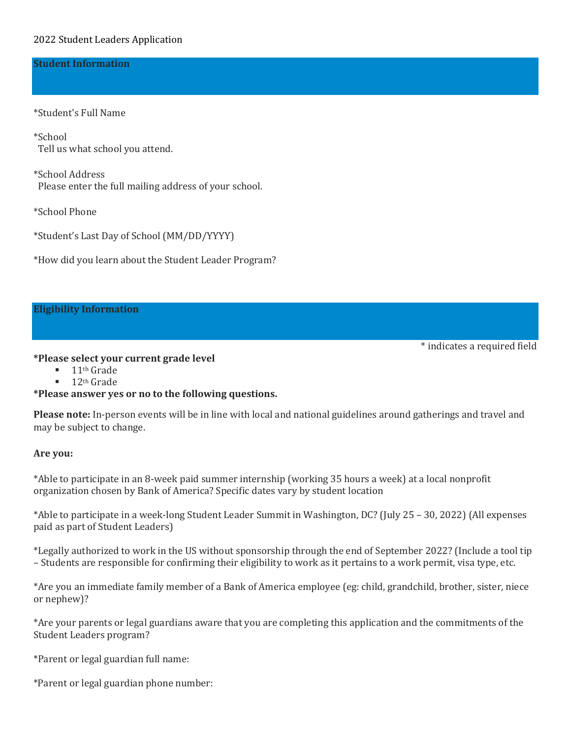2022 Student Leaders Application

## Student Information

*Student's Full Name

*School
Tell us what school you attend.

*School Address
Please enter the full mailing address of your school.

*School Phone

*Student's Last Day of School (MM/DD/YYYY)

*How did you learn about the Student Leader Program?

## Eligibility Information

* indicates a required field

**\*Please select your current grade level**

- 11th Grade
- 12th Grade

**\*Please answer yes or no to the following questions.**

**Please note:** In-person events will be in line with local and national guidelines around gatherings and travel and may be subject to change.

**Are you:**

*Able to participate in an 8-week paid summer internship (working 35 hours a week) at a local nonprofit organization chosen by Bank of America? Specific dates vary by student location

*Able to participate in a week-long Student Leader Summit in Washington, DC? (July 25 – 30, 2022) (All expenses paid as part of Student Leaders)

*Legally authorized to work in the US without sponsorship through the end of September 2022? (Include a tool tip – Students are responsible for confirming their eligibility to work as it pertains to a work permit, visa type, etc.

*Are you an immediate family member of a Bank of America employee (eg: child, grandchild, brother, sister, niece or nephew)?

*Are your parents or legal guardians aware that you are completing this application and the commitments of the Student Leaders program?

*Parent or legal guardian full name:

*Parent or legal guardian phone number: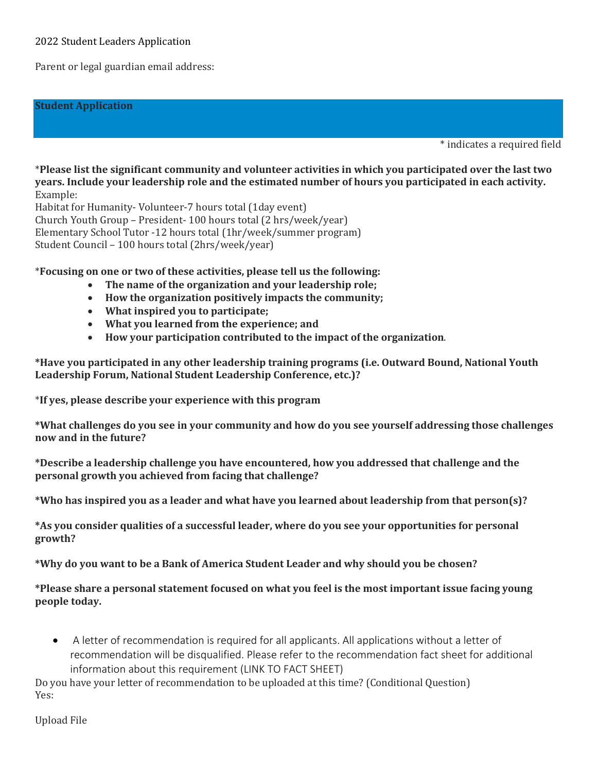2022 Student Leaders Application

Parent or legal guardian email address:

**Student Application**

\* indicates a required field

*__Please list the significant community and volunteer activities in which you participated over the last two years. Include your leadership role and the estimated number of hours you participated in each activity.__

Example:

Habitat for Humanity- Volunteer-7 hours total (1day event)

Church Youth Group – President- 100 hours total (2 hrs/week/year)

Elementary School Tutor -12 hours total (1hr/week/summer program)

Student Council – 100 hours total (2hrs/week/year)

*__Focusing on one or two of these activities, please tell us the following:__

- **The name of the organization and your leadership role;**
- **How the organization positively impacts the community;**
- **What inspired you to participate;**
- **What you learned from the experience; and**
- **How your participation contributed to the impact of the organization**.

**\*Have you participated in any other leadership training programs (i.e. Outward Bound, National Youth Leadership Forum, National Student Leadership Conference, etc.)?**

*__If yes, please describe your experience with this program__

**\*What challenges do you see in your community and how do you see yourself addressing those challenges now and in the future?**

**\*Describe a leadership challenge you have encountered, how you addressed that challenge and the personal growth you achieved from facing that challenge?**

**\*Who has inspired you as a leader and what have you learned about leadership from that person(s)?**

**\*As you consider qualities of a successful leader, where do you see your opportunities for personal growth?**

**\*Why do you want to be a Bank of America Student Leader and why should you be chosen?**

**\*Please share a personal statement focused on what you feel is the most important issue facing young people today.**

- A letter of recommendation is required for all applicants. All applications without a letter of recommendation will be disqualified. Please refer to the recommendation fact sheet for additional information about this requirement (LINK TO FACT SHEET)

Do you have your letter of recommendation to be uploaded at this time? (Conditional Question)

Yes:

Upload File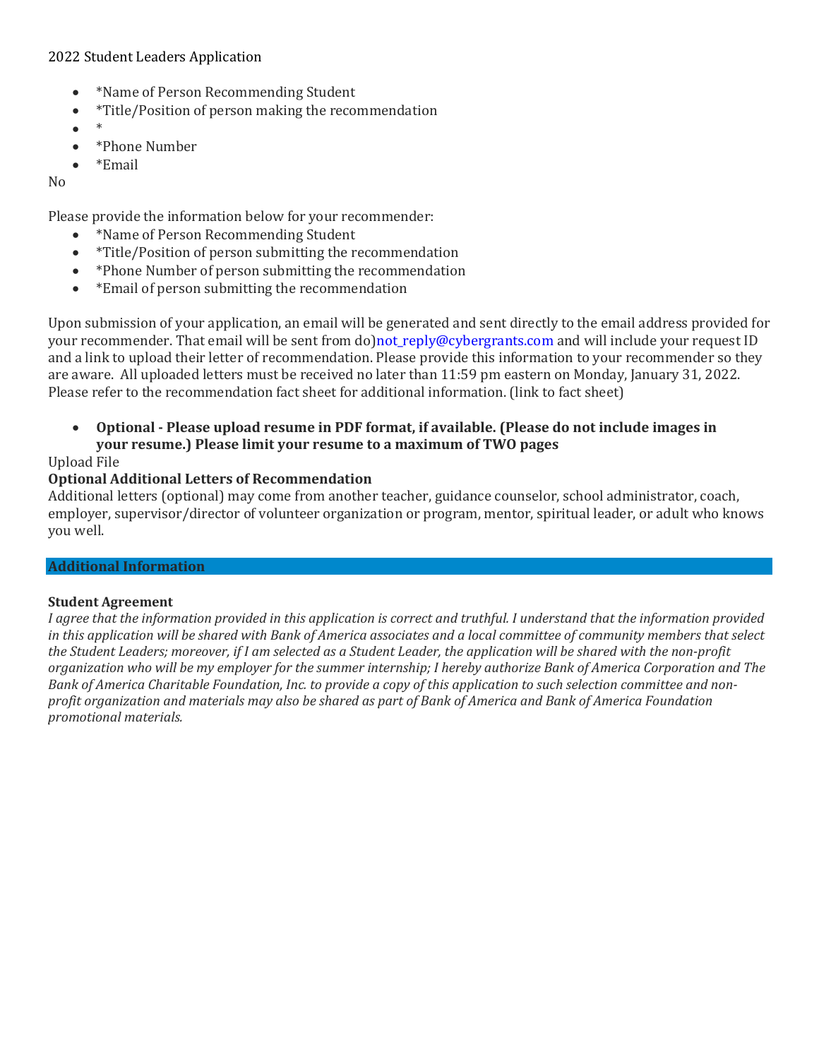2022 Student Leaders Application

- *Name of Person Recommending Student
- *Title/Position of person making the recommendation
- *
- *Phone Number
- *Email

No

Please provide the information below for your recommender:

- *Name of Person Recommending Student
- *Title/Position of person submitting the recommendation
- *Phone Number of person submitting the recommendation
- *Email of person submitting the recommendation

Upon submission of your application, an email will be generated and sent directly to the email address provided for your recommender. That email will be sent from do)not_reply@cybergrants.com and will include your request ID and a link to upload their letter of recommendation. Please provide this information to your recommender so they are aware. All uploaded letters must be received no later than 11:59 pm eastern on Monday, January 31, 2022. Please refer to the recommendation fact sheet for additional information. (link to fact sheet)

- **Optional - Please upload resume in PDF format, if available. (Please do not include images in your resume.) Please limit your resume to a maximum of TWO pages**

Upload File

**Optional Additional Letters of Recommendation**

Additional letters (optional) may come from another teacher, guidance counselor, school administrator, coach, employer, supervisor/director of volunteer organization or program, mentor, spiritual leader, or adult who knows you well.

## Additional Information

**Student Agreement**

*I agree that the information provided in this application is correct and truthful. I understand that the information provided in this application will be shared with Bank of America associates and a local committee of community members that select the Student Leaders; moreover, if I am selected as a Student Leader, the application will be shared with the non-profit organization who will be my employer for the summer internship; I hereby authorize Bank of America Corporation and The Bank of America Charitable Foundation, Inc. to provide a copy of this application to such selection committee and non-profit organization and materials may also be shared as part of Bank of America and Bank of America Foundation promotional materials.*